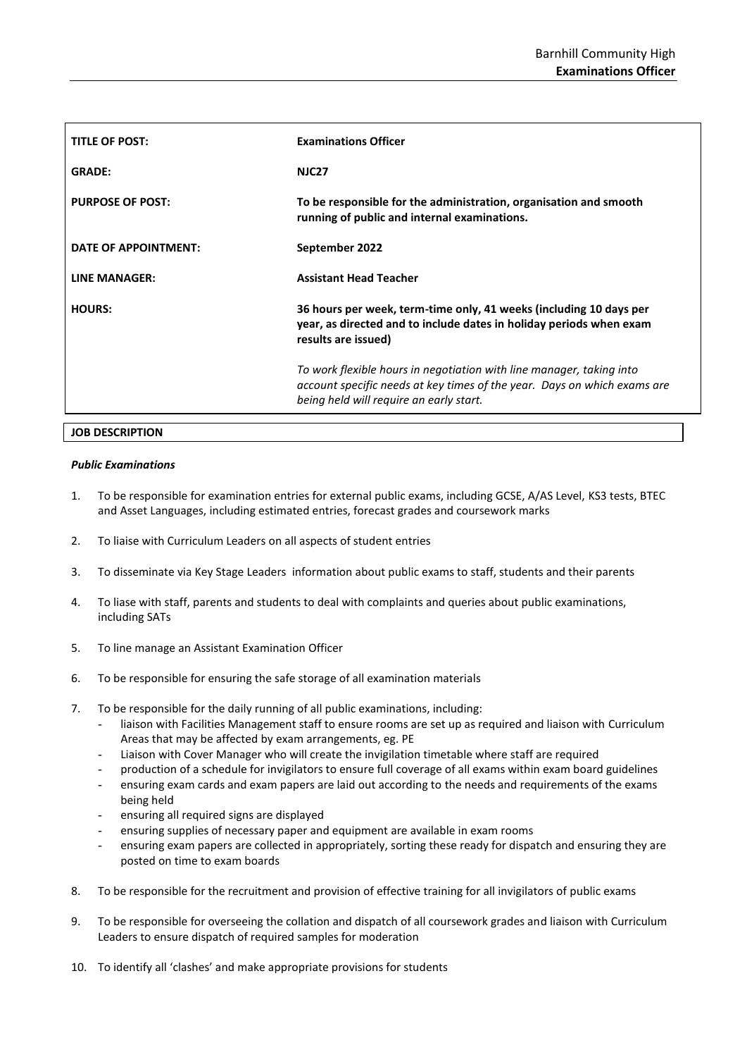| TITLE OF POST: | **Examinations Officer** |
|---|---|
| **GRADE:** | **NJC27** |
| **PURPOSE OF POST:** | **To be responsible for the administration, organisation and smooth running of public and internal examinations.** |
| **DATE OF APPOINTMENT:** | **September 2022** |
| **LINE MANAGER:** | **Assistant Head Teacher** |
| **HOURS:** | **36 hours per week, term-time only, 41 weeks (including 10 days per year, as directed and to include dates in holiday periods when exam results are issued)** <br><br> *To work flexible hours in negotiation with line manager, taking into account specific needs at key times of the year. Days on which exams are being held will require an early start.* |

## JOB DESCRIPTION

### *Public Examinations*

1. To be responsible for examination entries for external public exams, including GCSE, A/AS Level, KS3 tests, BTEC and Asset Languages, including estimated entries, forecast grades and coursework marks

2. To liaise with Curriculum Leaders on all aspects of student entries

3. To disseminate via Key Stage Leaders information about public exams to staff, students and their parents

4. To liase with staff, parents and students to deal with complaints and queries about public examinations, including SATs

5. To line manage an Assistant Examination Officer

6. To be responsible for ensuring the safe storage of all examination materials

7. To be responsible for the daily running of all public examinations, including:
   - liaison with Facilities Management staff to ensure rooms are set up as required and liaison with Curriculum Areas that may be affected by exam arrangements, eg. PE
   - Liaison with Cover Manager who will create the invigilation timetable where staff are required
   - production of a schedule for invigilators to ensure full coverage of all exams within exam board guidelines
   - ensuring exam cards and exam papers are laid out according to the needs and requirements of the exams being held
   - ensuring all required signs are displayed
   - ensuring supplies of necessary paper and equipment are available in exam rooms
   - ensuring exam papers are collected in appropriately, sorting these ready for dispatch and ensuring they are posted on time to exam boards

8. To be responsible for the recruitment and provision of effective training for all invigilators of public exams

9. To be responsible for overseeing the collation and dispatch of all coursework grades and liaison with Curriculum Leaders to ensure dispatch of required samples for moderation

10. To identify all 'clashes' and make appropriate provisions for students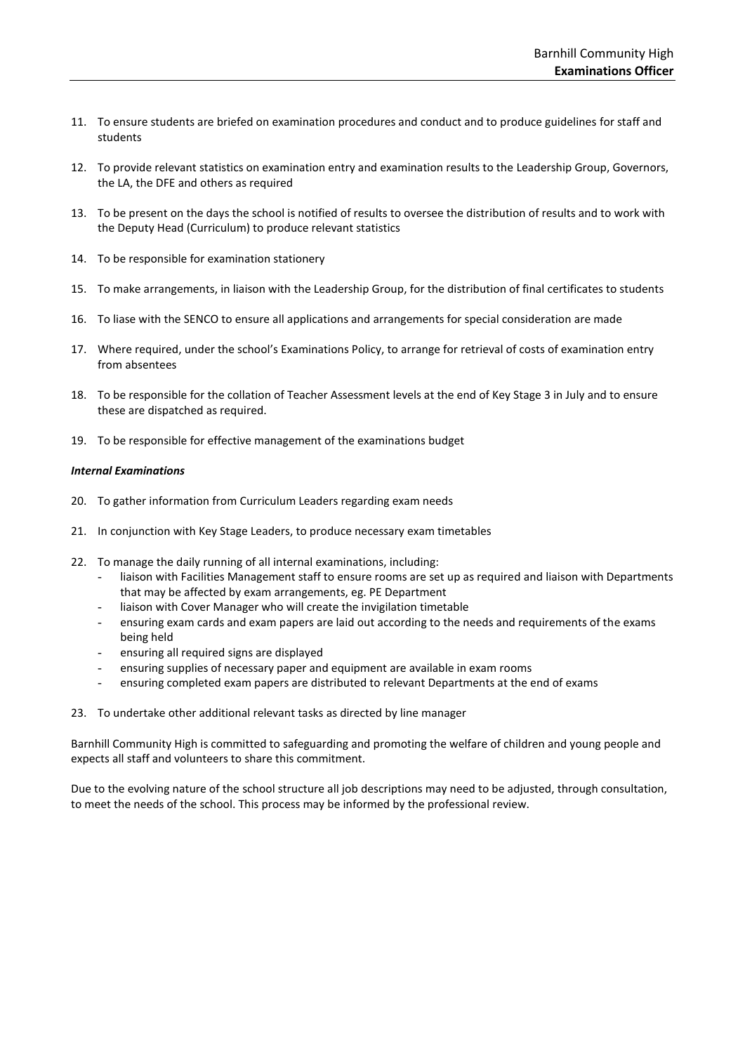11. To ensure students are briefed on examination procedures and conduct and to produce guidelines for staff and students

12. To provide relevant statistics on examination entry and examination results to the Leadership Group, Governors, the LA, the DFE and others as required

13. To be present on the days the school is notified of results to oversee the distribution of results and to work with the Deputy Head (Curriculum) to produce relevant statistics

14. To be responsible for examination stationery

15. To make arrangements, in liaison with the Leadership Group, for the distribution of final certificates to students

16. To liase with the SENCO to ensure all applications and arrangements for special consideration are made

17. Where required, under the school's Examinations Policy, to arrange for retrieval of costs of examination entry from absentees

18. To be responsible for the collation of Teacher Assessment levels at the end of Key Stage 3 in July and to ensure these are dispatched as required.

19. To be responsible for effective management of the examinations budget

***Internal Examinations***

20. To gather information from Curriculum Leaders regarding exam needs

21. In conjunction with Key Stage Leaders, to produce necessary exam timetables

22. To manage the daily running of all internal examinations, including:
    - liaison with Facilities Management staff to ensure rooms are set up as required and liaison with Departments that may be affected by exam arrangements, eg. PE Department
    - liaison with Cover Manager who will create the invigilation timetable
    - ensuring exam cards and exam papers are laid out according to the needs and requirements of the exams being held
    - ensuring all required signs are displayed
    - ensuring supplies of necessary paper and equipment are available in exam rooms
    - ensuring completed exam papers are distributed to relevant Departments at the end of exams

23. To undertake other additional relevant tasks as directed by line manager

Barnhill Community High is committed to safeguarding and promoting the welfare of children and young people and expects all staff and volunteers to share this commitment.

Due to the evolving nature of the school structure all job descriptions may need to be adjusted, through consultation, to meet the needs of the school. This process may be informed by the professional review.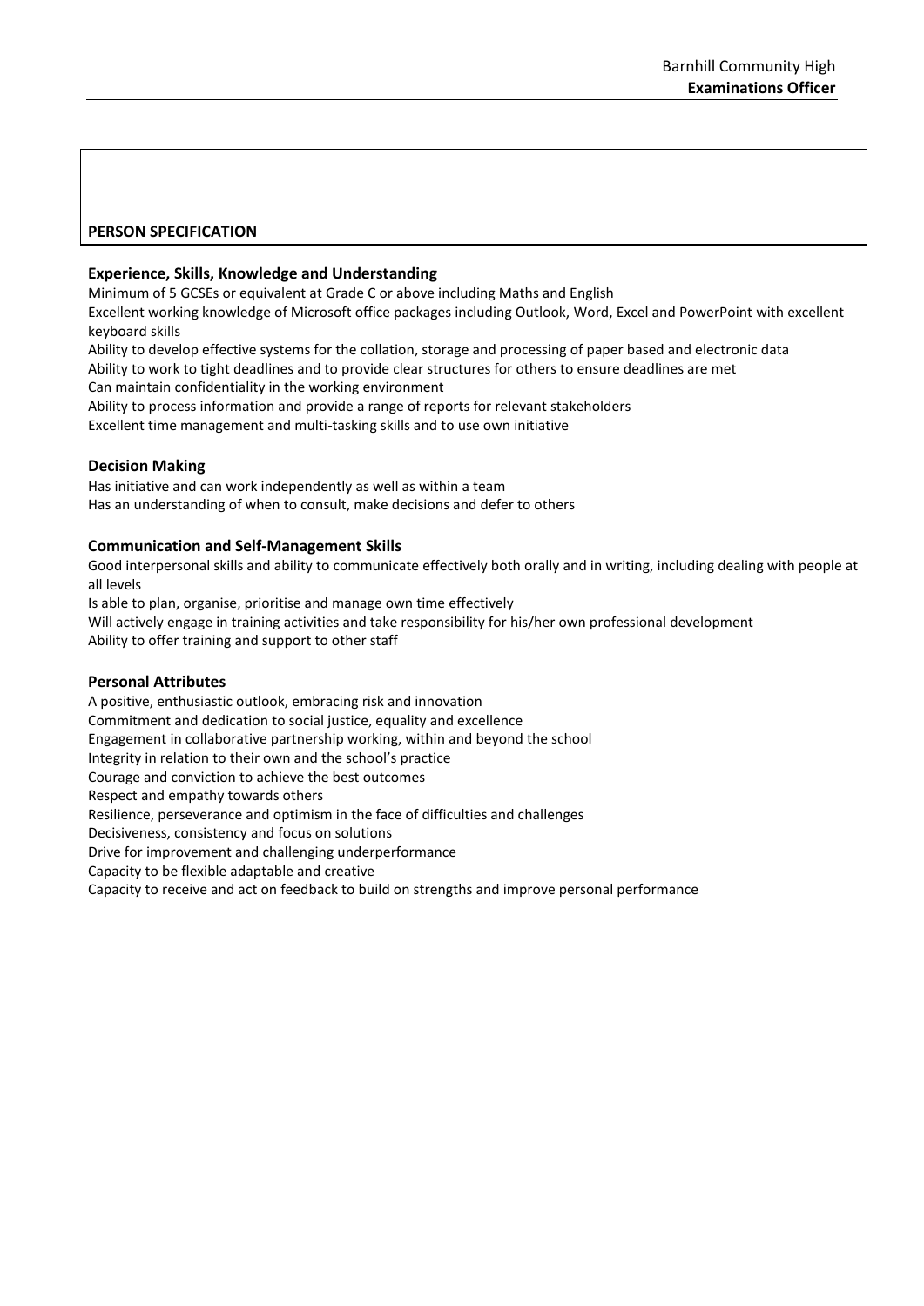## PERSON SPECIFICATION

### Experience, Skills, Knowledge and Understanding

Minimum of 5 GCSEs or equivalent at Grade C or above including Maths and English

Excellent working knowledge of Microsoft office packages including Outlook, Word, Excel and PowerPoint with excellent keyboard skills

Ability to develop effective systems for the collation, storage and processing of paper based and electronic data

Ability to work to tight deadlines and to provide clear structures for others to ensure deadlines are met

Can maintain confidentiality in the working environment

Ability to process information and provide a range of reports for relevant stakeholders

Excellent time management and multi-tasking skills and to use own initiative

### Decision Making

Has initiative and can work independently as well as within a team

Has an understanding of when to consult, make decisions and defer to others

### Communication and Self-Management Skills

Good interpersonal skills and ability to communicate effectively both orally and in writing, including dealing with people at all levels

Is able to plan, organise, prioritise and manage own time effectively

Will actively engage in training activities and take responsibility for his/her own professional development

Ability to offer training and support to other staff

### Personal Attributes

A positive, enthusiastic outlook, embracing risk and innovation

Commitment and dedication to social justice, equality and excellence

Engagement in collaborative partnership working, within and beyond the school

Integrity in relation to their own and the school's practice

Courage and conviction to achieve the best outcomes

Respect and empathy towards others

Resilience, perseverance and optimism in the face of difficulties and challenges

Decisiveness, consistency and focus on solutions

Drive for improvement and challenging underperformance

Capacity to be flexible adaptable and creative

Capacity to receive and act on feedback to build on strengths and improve personal performance